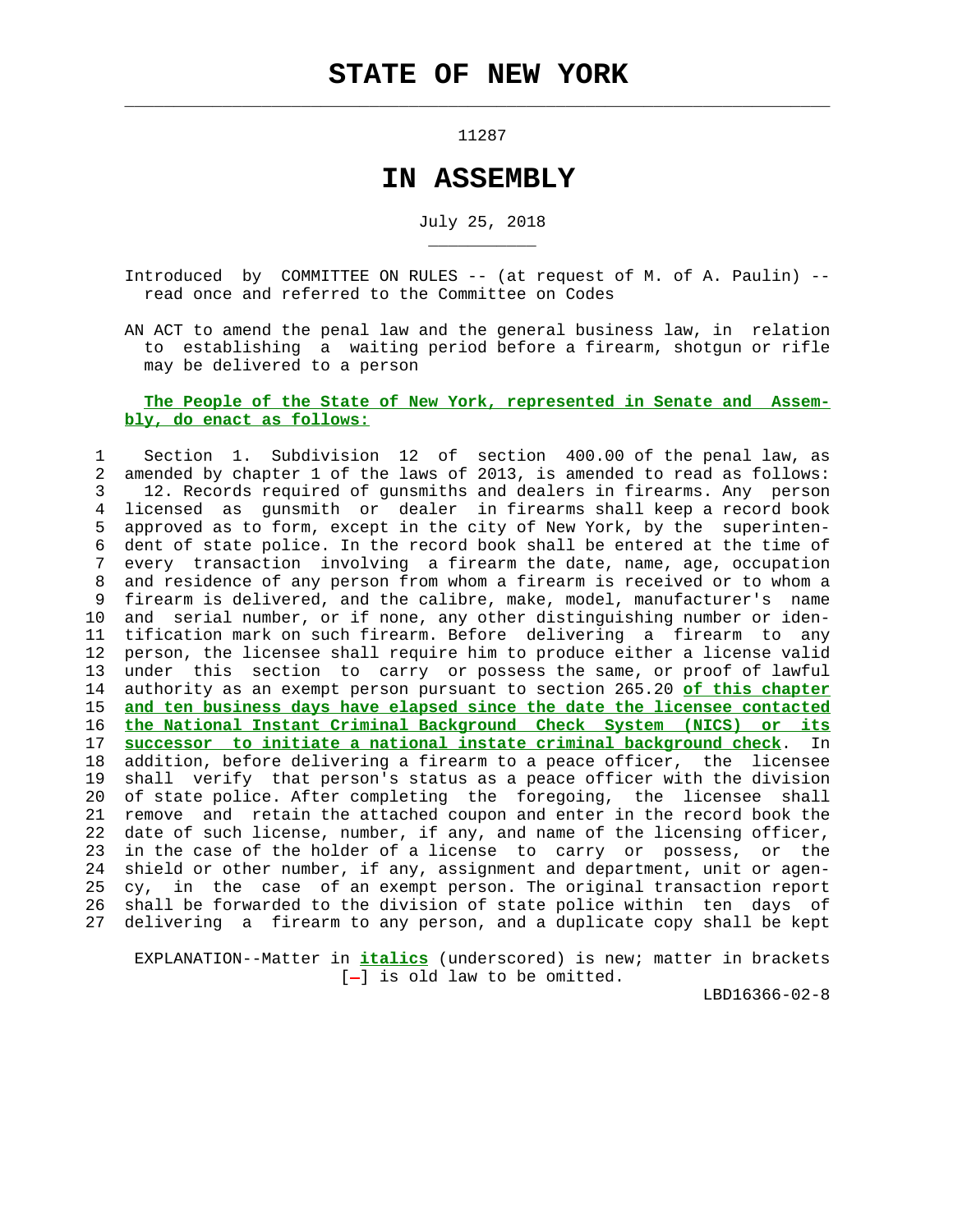# STATE OF NEW YORK

11287

## IN ASSEMBLY

July 25, 2018

Introduced by COMMITTEE ON RULES -- (at request of M. of A. Paulin) -- read once and referred to the Committee on Codes

AN ACT to amend the penal law and the general business law, in relation to establishing a waiting period before a firearm, shotgun or rifle may be delivered to a person

**The People of the State of New York, represented in Senate and Assembly, do enact as follows:**

1 Section 1. Subdivision 12 of section 400.00 of the penal law, as
2 amended by chapter 1 of the laws of 2013, is amended to read as follows:
3 12. Records required of gunsmiths and dealers in firearms. Any person
4 licensed as gunsmith or dealer in firearms shall keep a record book
5 approved as to form, except in the city of New York, by the superinten-
6 dent of state police. In the record book shall be entered at the time of
7 every transaction involving a firearm the date, name, age, occupation
8 and residence of any person from whom a firearm is received or to whom a
9 firearm is delivered, and the calibre, make, model, manufacturer's name
10 and serial number, or if none, any other distinguishing number or iden-
11 tification mark on such firearm. Before delivering a firearm to any
12 person, the licensee shall require him to produce either a license valid
13 under this section to carry or possess the same, or proof of lawful
14 authority as an exempt person pursuant to section 265.20 ***of this chapter***
15 ***and ten business days have elapsed since the date the licensee contacted***
16 ***the National Instant Criminal Background Check System (NICS) or its***
17 ***successor to initiate a national instate criminal background check***. In
18 addition, before delivering a firearm to a peace officer, the licensee
19 shall verify that person's status as a peace officer with the division
20 of state police. After completing the foregoing, the licensee shall
21 remove and retain the attached coupon and enter in the record book the
22 date of such license, number, if any, and name of the licensing officer,
23 in the case of the holder of a license to carry or possess, or the
24 shield or other number, if any, assignment and department, unit or agen-
25 cy, in the case of an exempt person. The original transaction report
26 shall be forwarded to the division of state police within ten days of
27 delivering a firearm to any person, and a duplicate copy shall be kept

EXPLANATION--Matter in ***italics*** (underscored) is new; matter in brackets [-] is old law to be omitted.

LBD16366-02-8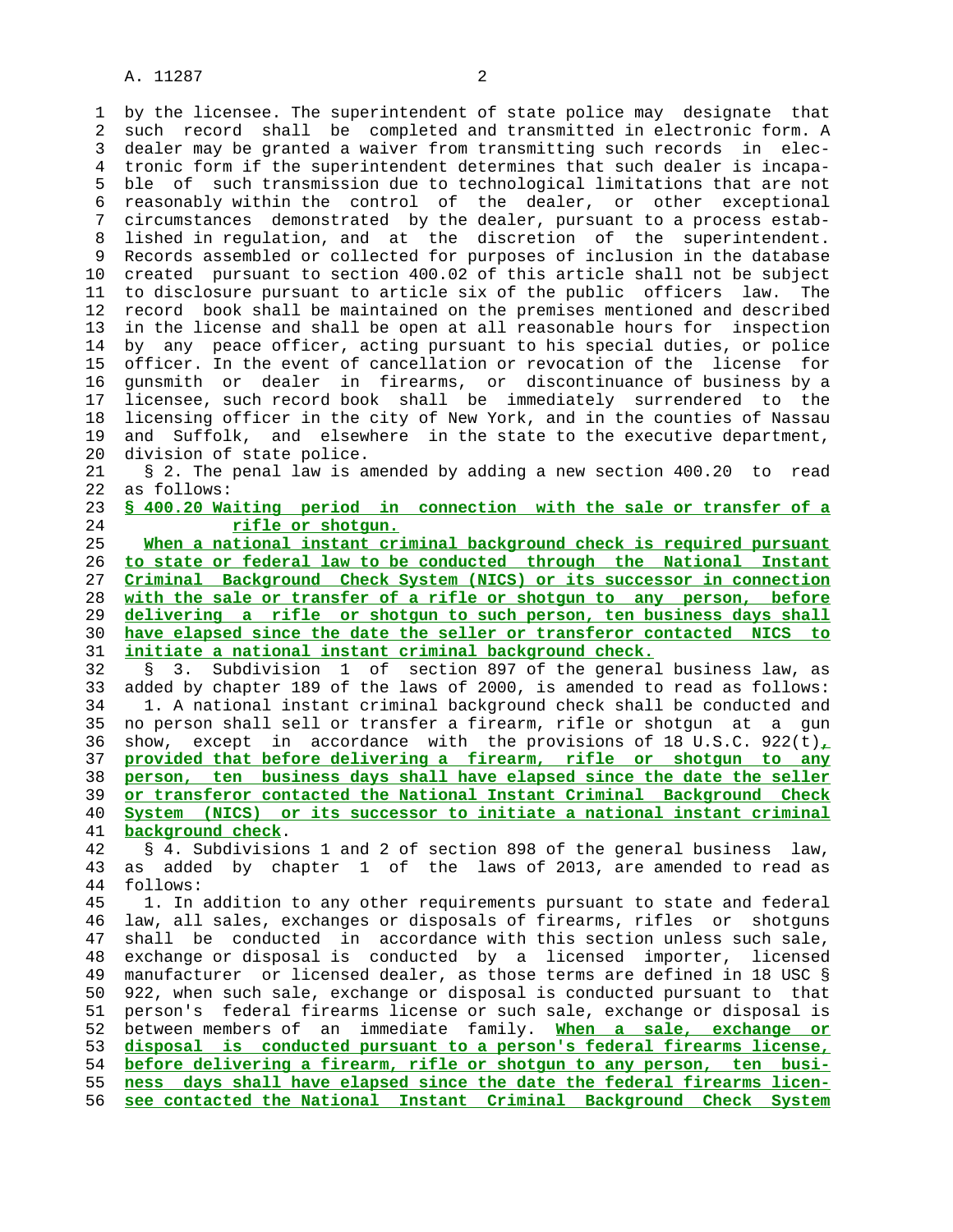by the licensee. The superintendent of state police may designate that such record shall be completed and transmitted in electronic form. A dealer may be granted a waiver from transmitting such records in electronic form if the superintendent determines that such dealer is incapable of such transmission due to technological limitations that are not reasonably within the control of the dealer, or other exceptional circumstances demonstrated by the dealer, pursuant to a process established in regulation, and at the discretion of the superintendent. Records assembled or collected for purposes of inclusion in the database created pursuant to section 400.02 of this article shall not be subject to disclosure pursuant to article six of the public officers law. The record book shall be maintained on the premises mentioned and described in the license and shall be open at all reasonable hours for inspection by any peace officer, acting pursuant to his special duties, or police officer. In the event of cancellation or revocation of the license for gunsmith or dealer in firearms, or discontinuance of business by a licensee, such record book shall be immediately surrendered to the licensing officer in the city of New York, and in the counties of Nassau and Suffolk, and elsewhere in the state to the executive department, division of state police.

§ 2. The penal law is amended by adding a new section 400.20 to read as follows:

**§ 400.20 Waiting period in connection with the sale or transfer of a rifle or shotgun.**

**When a national instant criminal background check is required pursuant to state or federal law to be conducted through the National Instant Criminal Background Check System (NICS) or its successor in connection with the sale or transfer of a rifle or shotgun to any person, before delivering a rifle or shotgun to such person, ten business days shall have elapsed since the date the seller or transferor contacted NICS to initiate a national instant criminal background check.**

§ 3. Subdivision 1 of section 897 of the general business law, as added by chapter 189 of the laws of 2000, is amended to read as follows:

1. A national instant criminal background check shall be conducted and no person shall sell or transfer a firearm, rifle or shotgun at a gun show, except in accordance with the provisions of 18 U.S.C. 922(t)**, provided that before delivering a firearm, rifle or shotgun to any person, ten business days shall have elapsed since the date the seller or transferor contacted the National Instant Criminal Background Check System (NICS) or its successor to initiate a national instant criminal background check**.

§ 4. Subdivisions 1 and 2 of section 898 of the general business law, as added by chapter 1 of the laws of 2013, are amended to read as follows:

1. In addition to any other requirements pursuant to state and federal law, all sales, exchanges or disposals of firearms, rifles or shotguns shall be conducted in accordance with this section unless such sale, exchange or disposal is conducted by a licensed importer, licensed manufacturer or licensed dealer, as those terms are defined in 18 USC § 922, when such sale, exchange or disposal is conducted pursuant to that person's federal firearms license or such sale, exchange or disposal is between members of an immediate family. **When a sale, exchange or disposal is conducted pursuant to a person's federal firearms license, before delivering a firearm, rifle or shotgun to any person, ten business days shall have elapsed since the date the federal firearms licensee contacted the National Instant Criminal Background Check System**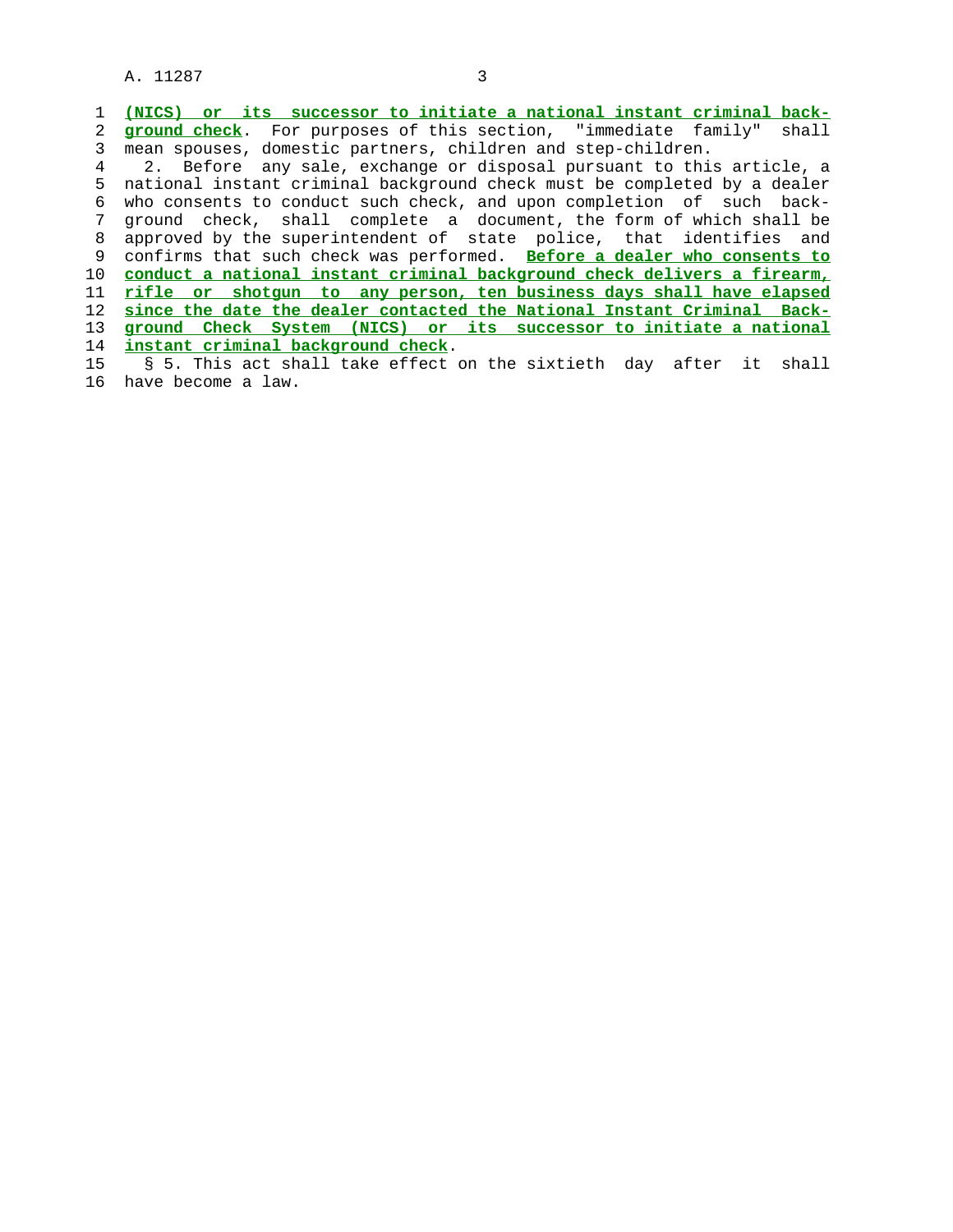**(NICS) or its successor to initiate a national instant criminal background check**. For purposes of this section, "immediate family" shall mean spouses, domestic partners, children and step-children.

2. Before any sale, exchange or disposal pursuant to this article, a national instant criminal background check must be completed by a dealer who consents to conduct such check, and upon completion of such background check, shall complete a document, the form of which shall be approved by the superintendent of state police, that identifies and confirms that such check was performed. **Before a dealer who consents to conduct a national instant criminal background check delivers a firearm, rifle or shotgun to any person, ten business days shall have elapsed since the date the dealer contacted the National Instant Criminal Background Check System (NICS) or its successor to initiate a national instant criminal background check**.

§ 5. This act shall take effect on the sixtieth day after it shall have become a law.